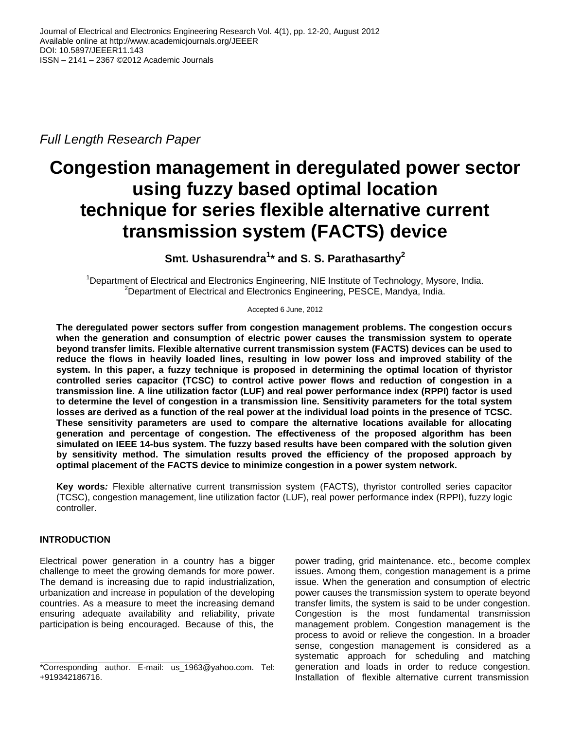Journal of Electrical and Electronics Engineering Research Vol. 4(1), pp. 12-20, August 2012
Available online at http://www.academicjournals.org/JEEER
DOI: 10.5897/JEEER11.143
ISSN – 2141 – 2367 ©2012 Academic Journals

*Full Length Research Paper*

# Congestion management in deregulated power sector using fuzzy based optimal location technique for series flexible alternative current transmission system (FACTS) device

**Smt. Ushasurendra[1]* and S. S. Parathasarthy[2]**

[1]Department of Electrical and Electronics Engineering, NIE Institute of Technology, Mysore, India.
[2]Department of Electrical and Electronics Engineering, PESCE, Mandya, India.

Accepted 6 June, 2012

**The deregulated power sectors suffer from congestion management problems. The congestion occurs when the generation and consumption of electric power causes the transmission system to operate beyond transfer limits. Flexible alternative current transmission system (FACTS) devices can be used to reduce the flows in heavily loaded lines, resulting in low power loss and improved stability of the system. In this paper, a fuzzy technique is proposed in determining the optimal location of thyristor controlled series capacitor (TCSC) to control active power flows and reduction of congestion in a transmission line. A line utilization factor (LUF) and real power performance index (RPPI) factor is used to determine the level of congestion in a transmission line. Sensitivity parameters for the total system losses are derived as a function of the real power at the individual load points in the presence of TCSC. These sensitivity parameters are used to compare the alternative locations available for allocating generation and percentage of congestion. The effectiveness of the proposed algorithm has been simulated on IEEE 14-bus system. The fuzzy based results have been compared with the solution given by sensitivity method. The simulation results proved the efficiency of the proposed approach by optimal placement of the FACTS device to minimize congestion in a power system network.**

**Key words***:* Flexible alternative current transmission system (FACTS), thyristor controlled series capacitor (TCSC), congestion management, line utilization factor (LUF), real power performance index (RPPI), fuzzy logic controller.

## INTRODUCTION

Electrical power generation in a country has a bigger challenge to meet the growing demands for more power. The demand is increasing due to rapid industrialization, urbanization and increase in population of the developing countries. As a measure to meet the increasing demand ensuring adequate availability and reliability, private participation is being encouraged. Because of this, the power trading, grid maintenance. etc., become complex issues. Among them, congestion management is a prime issue. When the generation and consumption of electric power causes the transmission system to operate beyond transfer limits, the system is said to be under congestion. Congestion is the most fundamental transmission management problem. Congestion management is the process to avoid or relieve the congestion. In a broader sense, congestion management is considered as a systematic approach for scheduling and matching generation and loads in order to reduce congestion. Installation of flexible alternative current transmission

*Corresponding author. E-mail: us_1963@yahoo.com. Tel: +919342186716.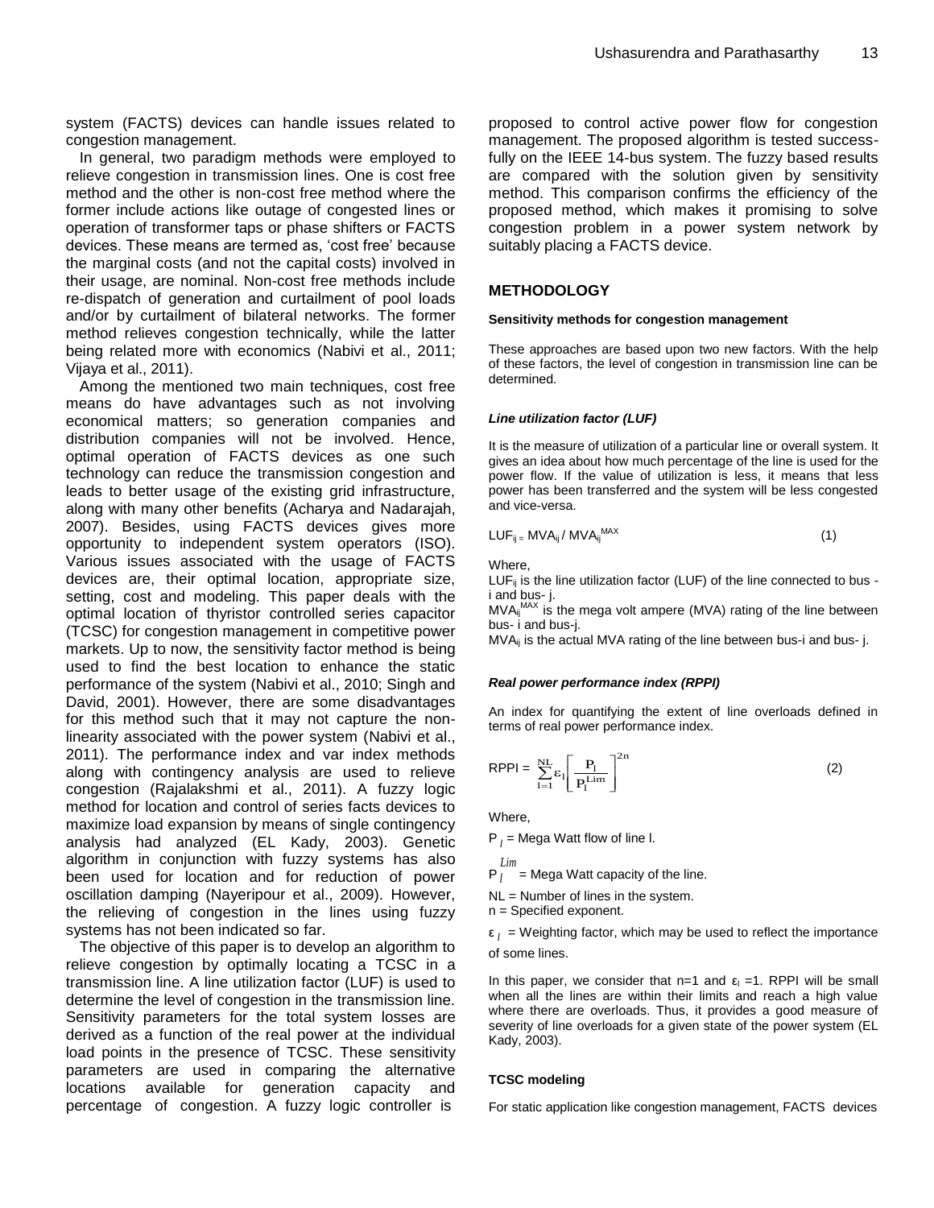system (FACTS) devices can handle issues related to congestion management.

In general, two paradigm methods were employed to relieve congestion in transmission lines. One is cost free method and the other is non-cost free method where the former include actions like outage of congested lines or operation of transformer taps or phase shifters or FACTS devices. These means are termed as, 'cost free' because the marginal costs (and not the capital costs) involved in their usage, are nominal. Non-cost free methods include re-dispatch of generation and curtailment of pool loads and/or by curtailment of bilateral networks. The former method relieves congestion technically, while the latter being related more with economics (Nabivi et al., 2011; Vijaya et al., 2011).

Among the mentioned two main techniques, cost free means do have advantages such as not involving economical matters; so generation companies and distribution companies will not be involved. Hence, optimal operation of FACTS devices as one such technology can reduce the transmission congestion and leads to better usage of the existing grid infrastructure, along with many other benefits (Acharya and Nadarajah, 2007). Besides, using FACTS devices gives more opportunity to independent system operators (ISO). Various issues associated with the usage of FACTS devices are, their optimal location, appropriate size, setting, cost and modeling. This paper deals with the optimal location of thyristor controlled series capacitor (TCSC) for congestion management in competitive power markets. Up to now, the sensitivity factor method is being used to find the best location to enhance the static performance of the system (Nabivi et al., 2010; Singh and David, 2001). However, there are some disadvantages for this method such that it may not capture the non-linearity associated with the power system (Nabivi et al., 2011). The performance index and var index methods along with contingency analysis are used to relieve congestion (Rajalakshmi et al., 2011). A fuzzy logic method for location and control of series facts devices to maximize load expansion by means of single contingency analysis had analyzed (EL Kady, 2003). Genetic algorithm in conjunction with fuzzy systems has also been used for location and for reduction of power oscillation damping (Nayeripour et al., 2009). However, the relieving of congestion in the lines using fuzzy systems has not been indicated so far.

The objective of this paper is to develop an algorithm to relieve congestion by optimally locating a TCSC in a transmission line. A line utilization factor (LUF) is used to determine the level of congestion in the transmission line. Sensitivity parameters for the total system losses are derived as a function of the real power at the individual load points in the presence of TCSC. These sensitivity parameters are used in comparing the alternative locations available for generation capacity and percentage of congestion. A fuzzy logic controller is proposed to control active power flow for congestion management. The proposed algorithm is tested successfully on the IEEE 14-bus system. The fuzzy based results are compared with the solution given by sensitivity method. This comparison confirms the efficiency of the proposed method, which makes it promising to solve congestion problem in a power system network by suitably placing a FACTS device.

## METHODOLOGY

### Sensitivity methods for congestion management

These approaches are based upon two new factors. With the help of these factors, the level of congestion in transmission line can be determined.

#### *Line utilization factor (LUF)*

It is the measure of utilization of a particular line or overall system. It gives an idea about how much percentage of the line is used for the power flow. If the value of utilization is less, it means that less power has been transferred and the system will be less congested and vice-versa.

$$LUF_{ij} = MVA_{ij} / MVA_{ij}^{MAX} \quad (1)$$

Where,

$LUF_{ij}$ is the line utilization factor (LUF) of the line connected to bus - i and bus- j.

$MVA_{ij}^{MAX}$ is the mega volt ampere (MVA) rating of the line between bus- i and bus-j.

$MVA_{ij}$ is the actual MVA rating of the line between bus-i and bus- j.

#### *Real power performance index (RPPI)*

An index for quantifying the extent of line overloads defined in terms of real power performance index.

$$RPPI = \sum_{l=1}^{NL} \varepsilon_l \left[ \frac{P_l}{P_l^{Lim}} \right]^{2n} \quad (2)$$

Where,

$P_l$ = Mega Watt flow of line l.

$P_l^{Lim}$ = Mega Watt capacity of the line.

NL = Number of lines in the system.

n = Specified exponent.

$\varepsilon_l$ = Weighting factor, which may be used to reflect the importance of some lines.

In this paper, we consider that n=1 and $\varepsilon_l$ =1. RPPI will be small when all the lines are within their limits and reach a high value where there are overloads. Thus, it provides a good measure of severity of line overloads for a given state of the power system (EL Kady, 2003).

### TCSC modeling

For static application like congestion management, FACTS devices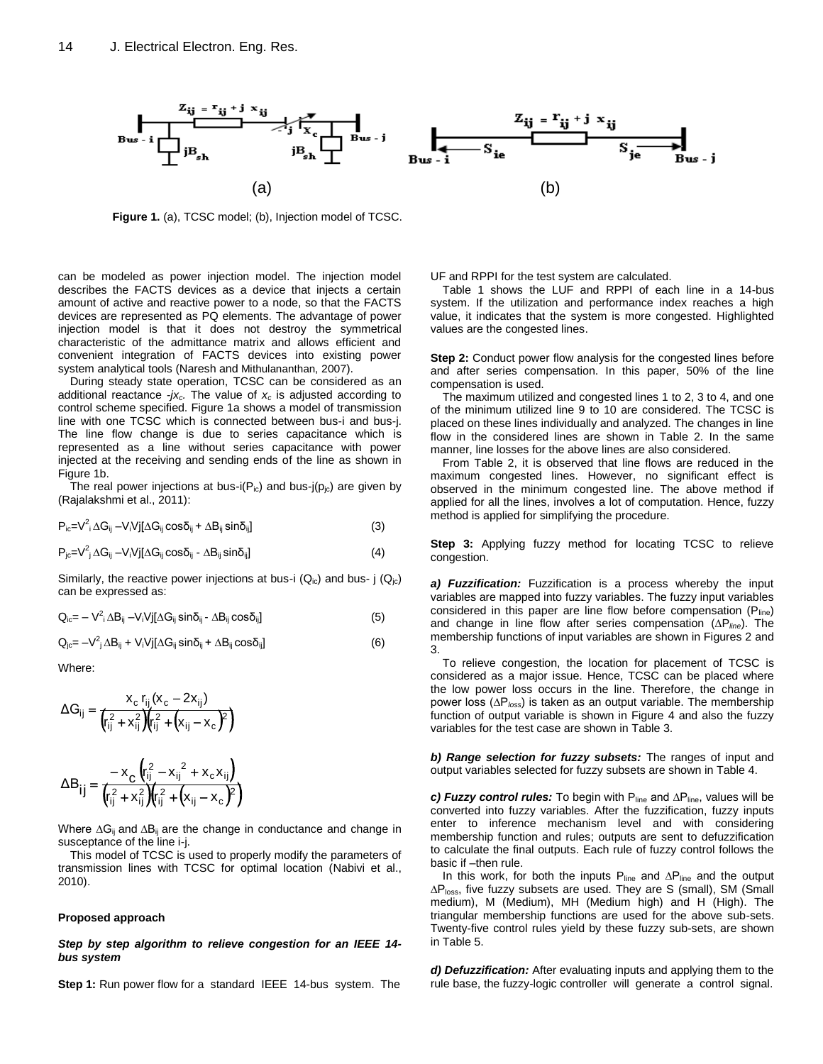Figure 1. (a), TCSC model; (b), Injection model of TCSC.

can be modeled as power injection model. The injection model describes the FACTS devices as a device that injects a certain amount of active and reactive power to a node, so that the FACTS devices are represented as PQ elements. The advantage of power injection model is that it does not destroy the symmetrical characteristic of the admittance matrix and allows efficient and convenient integration of FACTS devices into existing power system analytical tools (Naresh and Mithulananthan, 2007).

During steady state operation, TCSC can be considered as an additional reactance $-jx_c$. The value of $x_c$ is adjusted according to control scheme specified. Figure 1a shows a model of transmission line with one TCSC which is connected between bus-i and bus-j. The line flow change is due to series capacitance which is represented as a line without series capacitance with power injected at the receiving and sending ends of the line as shown in Figure 1b.

The real power injections at bus-i($P_{ic}$) and bus-j($p_{jc}$) are given by (Rajalakshmi et al., 2011):

$$P_{ic}=V_i^2\,\Delta G_{ij} - V_iV_j[\Delta G_{ij}\cos\delta_{ij} + \Delta B_{ij}\sin\delta_{ij}] \tag{3}$$

$$P_{jc}=V_j^2\,\Delta G_{ij} - V_iV_j[\Delta G_{ij}\cos\delta_{ij} - \Delta B_{ij}\sin\delta_{ij}] \tag{4}$$

Similarly, the reactive power injections at bus-i ($Q_{ic}$) and bus- j ($Q_{jc}$) can be expressed as:

$$Q_{ic}= - V_i^2\,\Delta B_{ij} - V_iV_j[\Delta G_{ij}\sin\delta_{ij} - \Delta B_{ij}\cos\delta_{ij}] \tag{5}$$

$$Q_{jc}= -V_j^2\,\Delta B_{ij} + V_iV_j[\Delta G_{ij}\sin\delta_{ij} + \Delta B_{ij}\cos\delta_{ij}] \tag{6}$$

Where:

$$\Delta G_{ij} = \frac{x_c\, r_{ij}(x_c - 2x_{ij})}{\left(r_{ij}^2 + x_{ij}^2\right)\left(r_{ij}^2 + \left(x_{ij} - x_c\right)^2\right)}$$

$$\Delta B_{ij} = \frac{-x_c\left(r_{ij}^2 - x_{ij}^{\,2} + x_c x_{ij}\right)}{\left(r_{ij}^2 + x_{ij}^2\right)\left(r_{ij}^2 + \left(x_{ij} - x_c\right)^2\right)}$$

Where $\Delta G_{ij}$ and $\Delta B_{ij}$ are the change in conductance and change in susceptance of the line i-j.

This model of TCSC is used to properly modify the parameters of transmission lines with TCSC for optimal location (Nabivi et al., 2010).

**Proposed approach**

***Step by step algorithm to relieve congestion for an IEEE 14-bus system***

**Step 1:** Run power flow for a standard IEEE 14-bus system. The UF and RPPI for the test system are calculated.

Table 1 shows the LUF and RPPI of each line in a 14-bus system. If the utilization and performance index reaches a high value, it indicates that the system is more congested. Highlighted values are the congested lines.

**Step 2:** Conduct power flow analysis for the congested lines before and after series compensation. In this paper, 50% of the line compensation is used.

The maximum utilized and congested lines 1 to 2, 3 to 4, and one of the minimum utilized line 9 to 10 are considered. The TCSC is placed on these lines individually and analyzed. The changes in line flow in the considered lines are shown in Table 2. In the same manner, line losses for the above lines are also considered.

From Table 2, it is observed that line flows are reduced in the maximum congested lines. However, no significant effect is observed in the minimum congested line. The above method if applied for all the lines, involves a lot of computation. Hence, fuzzy method is applied for simplifying the procedure.

**Step 3:** Applying fuzzy method for locating TCSC to relieve congestion.

***a) Fuzzification:*** Fuzzification is a process whereby the input variables are mapped into fuzzy variables. The fuzzy input variables considered in this paper are line flow before compensation ($P_{line}$) and change in line flow after series compensation ($\Delta P_{line}$). The membership functions of input variables are shown in Figures 2 and 3.

To relieve congestion, the location for placement of TCSC is considered as a major issue. Hence, TCSC can be placed where the low power loss occurs in the line. Therefore, the change in power loss ($\Delta P_{loss}$) is taken as an output variable. The membership function of output variable is shown in Figure 4 and also the fuzzy variables for the test case are shown in Table 3.

***b) Range selection for fuzzy subsets:*** The ranges of input and output variables selected for fuzzy subsets are shown in Table 4.

***c) Fuzzy control rules:*** To begin with $P_{line}$ and $\Delta P_{line}$, values will be converted into fuzzy variables. After the fuzzification, fuzzy inputs enter to inference mechanism level and with considering membership function and rules; outputs are sent to defuzzification to calculate the final outputs. Each rule of fuzzy control follows the basic if –then rule.

In this work, for both the inputs $P_{line}$ and $\Delta P_{line}$ and the output $\Delta P_{loss}$, five fuzzy subsets are used. They are S (small), SM (Small medium), M (Medium), MH (Medium high) and H (High). The triangular membership functions are used for the above sub-sets. Twenty-five control rules yield by these fuzzy sub-sets, are shown in Table 5.

***d) Defuzzification:*** After evaluating inputs and applying them to the rule base, the fuzzy-logic controller will generate a control signal.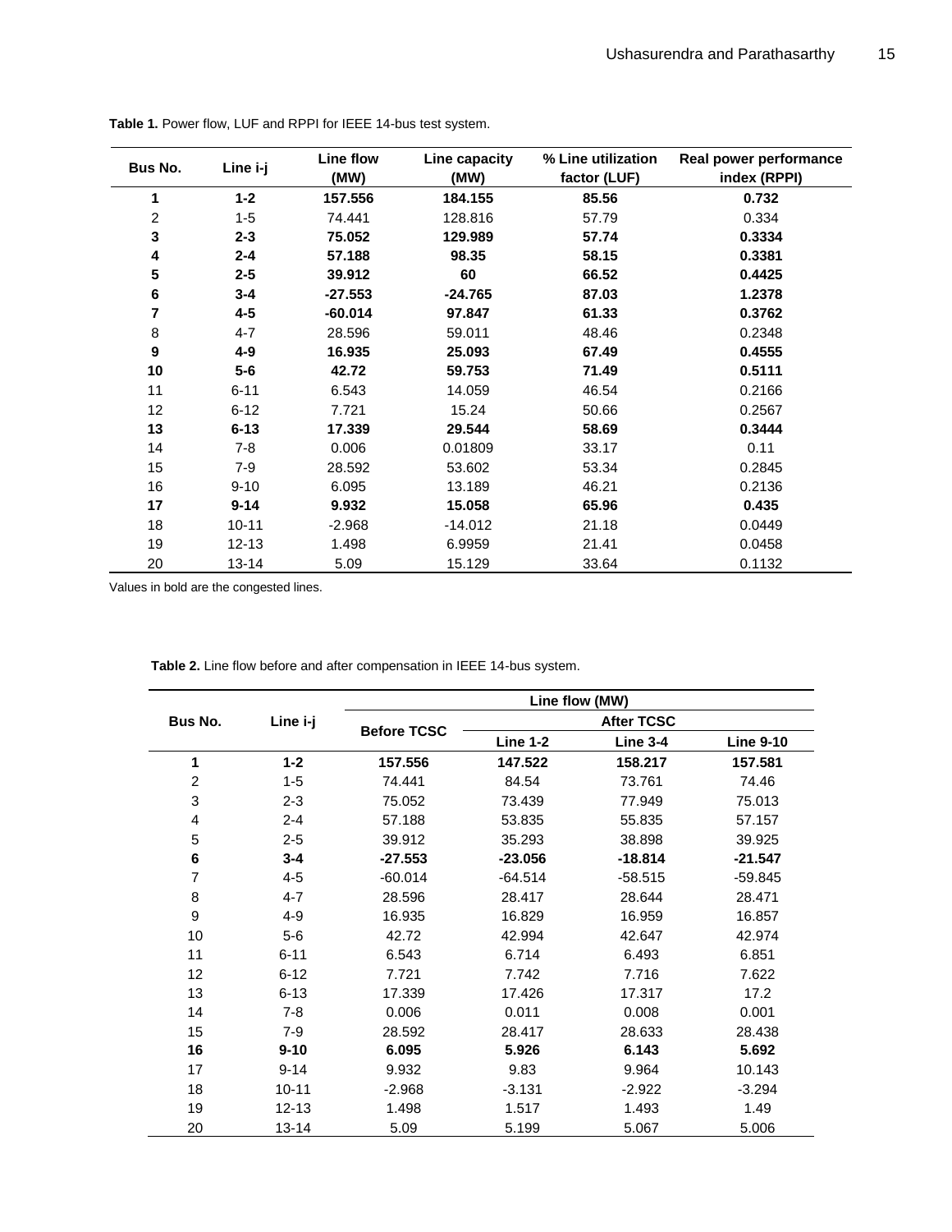**Table 1.** Power flow, LUF and RPPI for IEEE 14-bus test system.

| Bus No. | Line i-j | Line flow (MW) | Line capacity (MW) | % Line utilization factor (LUF) | Real power performance index (RPPI) |
|---|---|---|---|---|---|
| **1** | **1-2** | **157.556** | **184.155** | **85.56** | **0.732** |
| 2 | 1-5 | 74.441 | 128.816 | 57.79 | 0.334 |
| **3** | **2-3** | **75.052** | **129.989** | **57.74** | **0.3334** |
| **4** | **2-4** | **57.188** | **98.35** | **58.15** | **0.3381** |
| **5** | **2-5** | **39.912** | **60** | **66.52** | **0.4425** |
| **6** | **3-4** | **-27.553** | **-24.765** | **87.03** | **1.2378** |
| **7** | **4-5** | **-60.014** | **97.847** | **61.33** | **0.3762** |
| 8 | 4-7 | 28.596 | 59.011 | 48.46 | 0.2348 |
| **9** | **4-9** | **16.935** | **25.093** | **67.49** | **0.4555** |
| **10** | **5-6** | **42.72** | **59.753** | **71.49** | **0.5111** |
| 11 | 6-11 | 6.543 | 14.059 | 46.54 | 0.2166 |
| 12 | 6-12 | 7.721 | 15.24 | 50.66 | 0.2567 |
| **13** | **6-13** | **17.339** | **29.544** | **58.69** | **0.3444** |
| 14 | 7-8 | 0.006 | 0.01809 | 33.17 | 0.11 |
| 15 | 7-9 | 28.592 | 53.602 | 53.34 | 0.2845 |
| 16 | 9-10 | 6.095 | 13.189 | 46.21 | 0.2136 |
| **17** | **9-14** | **9.932** | **15.058** | **65.96** | **0.435** |
| 18 | 10-11 | -2.968 | -14.012 | 21.18 | 0.0449 |
| 19 | 12-13 | 1.498 | 6.9959 | 21.41 | 0.0458 |
| 20 | 13-14 | 5.09 | 15.129 | 33.64 | 0.1132 |

Values in bold are the congested lines.

**Table 2.** Line flow before and after compensation in IEEE 14-bus system.

| Bus No. | Line i-j | Line flow (MW) | | | |
|---|---|---|---|---|---|
| | | Before TCSC | After TCSC | | |
| | | | Line 1-2 | Line 3-4 | Line 9-10 |
| **1** | **1-2** | **157.556** | **147.522** | **158.217** | **157.581** |
| 2 | 1-5 | 74.441 | 84.54 | 73.761 | 74.46 |
| 3 | 2-3 | 75.052 | 73.439 | 77.949 | 75.013 |
| 4 | 2-4 | 57.188 | 53.835 | 55.835 | 57.157 |
| 5 | 2-5 | 39.912 | 35.293 | 38.898 | 39.925 |
| **6** | **3-4** | **-27.553** | **-23.056** | **-18.814** | **-21.547** |
| 7 | 4-5 | -60.014 | -64.514 | -58.515 | -59.845 |
| 8 | 4-7 | 28.596 | 28.417 | 28.644 | 28.471 |
| 9 | 4-9 | 16.935 | 16.829 | 16.959 | 16.857 |
| 10 | 5-6 | 42.72 | 42.994 | 42.647 | 42.974 |
| 11 | 6-11 | 6.543 | 6.714 | 6.493 | 6.851 |
| 12 | 6-12 | 7.721 | 7.742 | 7.716 | 7.622 |
| 13 | 6-13 | 17.339 | 17.426 | 17.317 | 17.2 |
| 14 | 7-8 | 0.006 | 0.011 | 0.008 | 0.001 |
| 15 | 7-9 | 28.592 | 28.417 | 28.633 | 28.438 |
| **16** | **9-10** | **6.095** | **5.926** | **6.143** | **5.692** |
| 17 | 9-14 | 9.932 | 9.83 | 9.964 | 10.143 |
| 18 | 10-11 | -2.968 | -3.131 | -2.922 | -3.294 |
| 19 | 12-13 | 1.498 | 1.517 | 1.493 | 1.49 |
| 20 | 13-14 | 5.09 | 5.199 | 5.067 | 5.006 |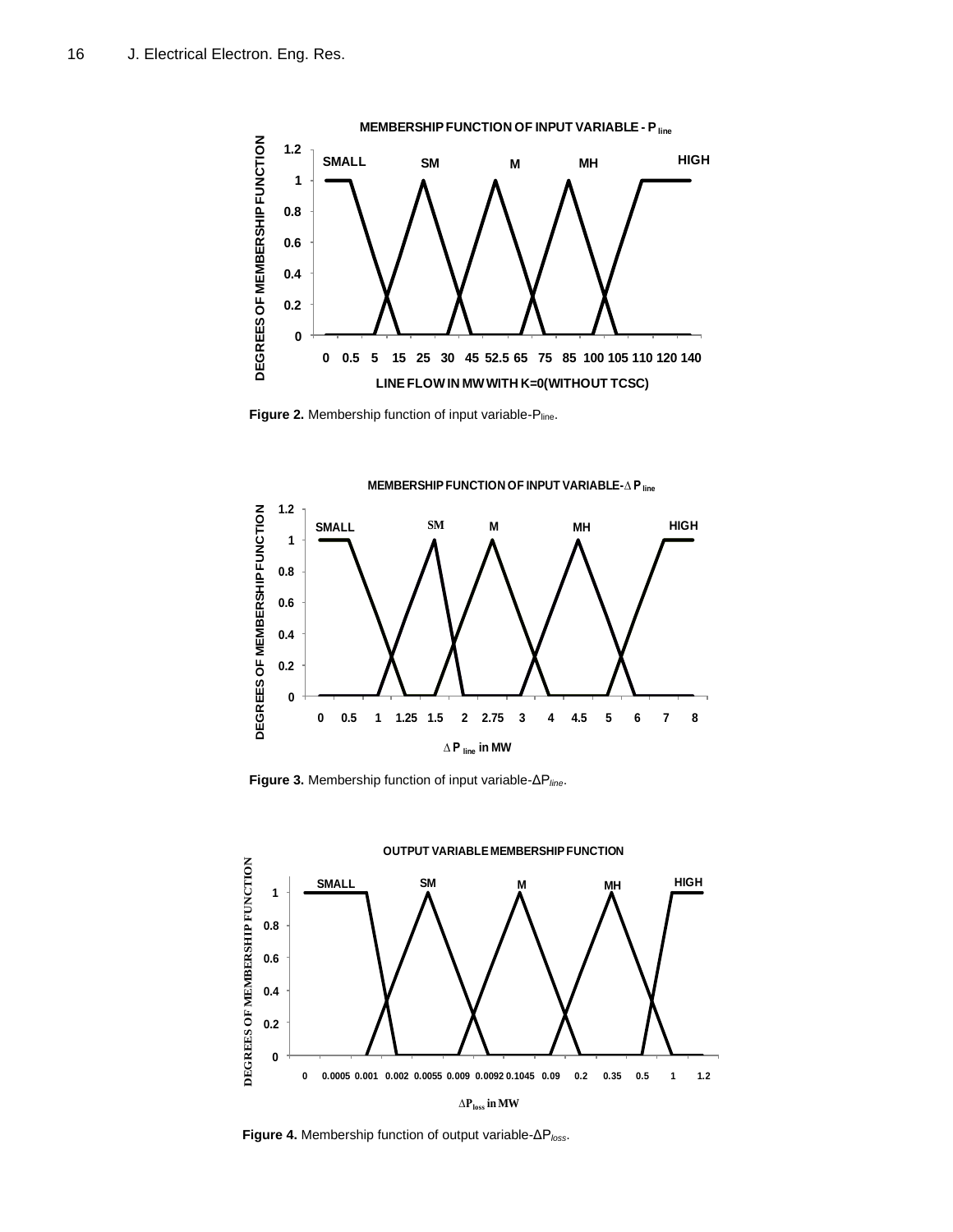Figure 2. Membership function of input variable-$P_{line}$.

Figure 3. Membership function of input variable-$\Delta P_{line}$.

Figure 4. Membership function of output variable-$\Delta P_{loss}$.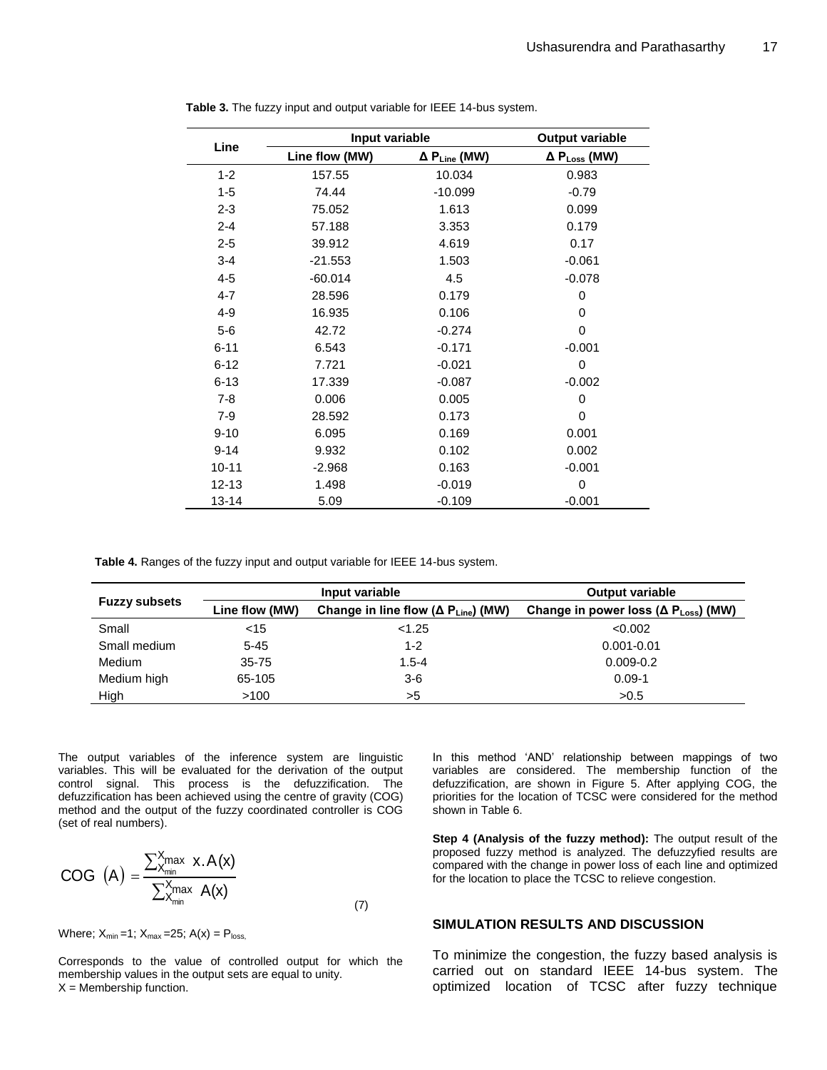**Table 3.** The fuzzy input and output variable for IEEE 14-bus system.

| Line | Input variable | | Output variable |
|---|---|---|---|
| | Line flow (MW) | $\Delta P_{Line}$ (MW) | $\Delta P_{Loss}$ (MW) |
| 1-2 | 157.55 | 10.034 | 0.983 |
| 1-5 | 74.44 | -10.099 | -0.79 |
| 2-3 | 75.052 | 1.613 | 0.099 |
| 2-4 | 57.188 | 3.353 | 0.179 |
| 2-5 | 39.912 | 4.619 | 0.17 |
| 3-4 | -21.553 | 1.503 | -0.061 |
| 4-5 | -60.014 | 4.5 | -0.078 |
| 4-7 | 28.596 | 0.179 | 0 |
| 4-9 | 16.935 | 0.106 | 0 |
| 5-6 | 42.72 | -0.274 | 0 |
| 6-11 | 6.543 | -0.171 | -0.001 |
| 6-12 | 7.721 | -0.021 | 0 |
| 6-13 | 17.339 | -0.087 | -0.002 |
| 7-8 | 0.006 | 0.005 | 0 |
| 7-9 | 28.592 | 0.173 | 0 |
| 9-10 | 6.095 | 0.169 | 0.001 |
| 9-14 | 9.932 | 0.102 | 0.002 |
| 10-11 | -2.968 | 0.163 | -0.001 |
| 12-13 | 1.498 | -0.019 | 0 |
| 13-14 | 5.09 | -0.109 | -0.001 |

**Table 4.** Ranges of the fuzzy input and output variable for IEEE 14-bus system.

| Fuzzy subsets | Input variable | | Output variable |
|---|---|---|---|
| | Line flow (MW) | Change in line flow ($\Delta P_{Line}$) (MW) | Change in power loss ($\Delta P_{Loss}$) (MW) |
| Small | <15 | <1.25 | <0.002 |
| Small medium | 5-45 | 1-2 | 0.001-0.01 |
| Medium | 35-75 | 1.5-4 | 0.009-0.2 |
| Medium high | 65-105 | 3-6 | 0.09-1 |
| High | >100 | >5 | >0.5 |

The output variables of the inference system are linguistic variables. This will be evaluated for the derivation of the output control signal. This process is the defuzzification. The defuzzification has been achieved using the centre of gravity (COG) method and the output of the fuzzy coordinated controller is COG (set of real numbers).

$$COG\ (A) = \frac{\sum_{X_{min}}^{X_{max}} x.A(x)}{\sum_{X_{min}}^{X_{max}} A(x)} \tag{7}$$

Where; $X_{min} = 1$; $X_{max} = 25$; $A(x) = P_{loss,}$

Corresponds to the value of controlled output for which the membership values in the output sets are equal to unity.
X = Membership function.

In this method 'AND' relationship between mappings of two variables are considered. The membership function of the defuzzification, are shown in Figure 5. After applying COG, the priorities for the location of TCSC were considered for the method shown in Table 6.

**Step 4 (Analysis of the fuzzy method):** The output result of the proposed fuzzy method is analyzed. The defuzzyfied results are compared with the change in power loss of each line and optimized for the location to place the TCSC to relieve congestion.

## SIMULATION RESULTS AND DISCUSSION

To minimize the congestion, the fuzzy based analysis is carried out on standard IEEE 14-bus system. The optimized location of TCSC after fuzzy technique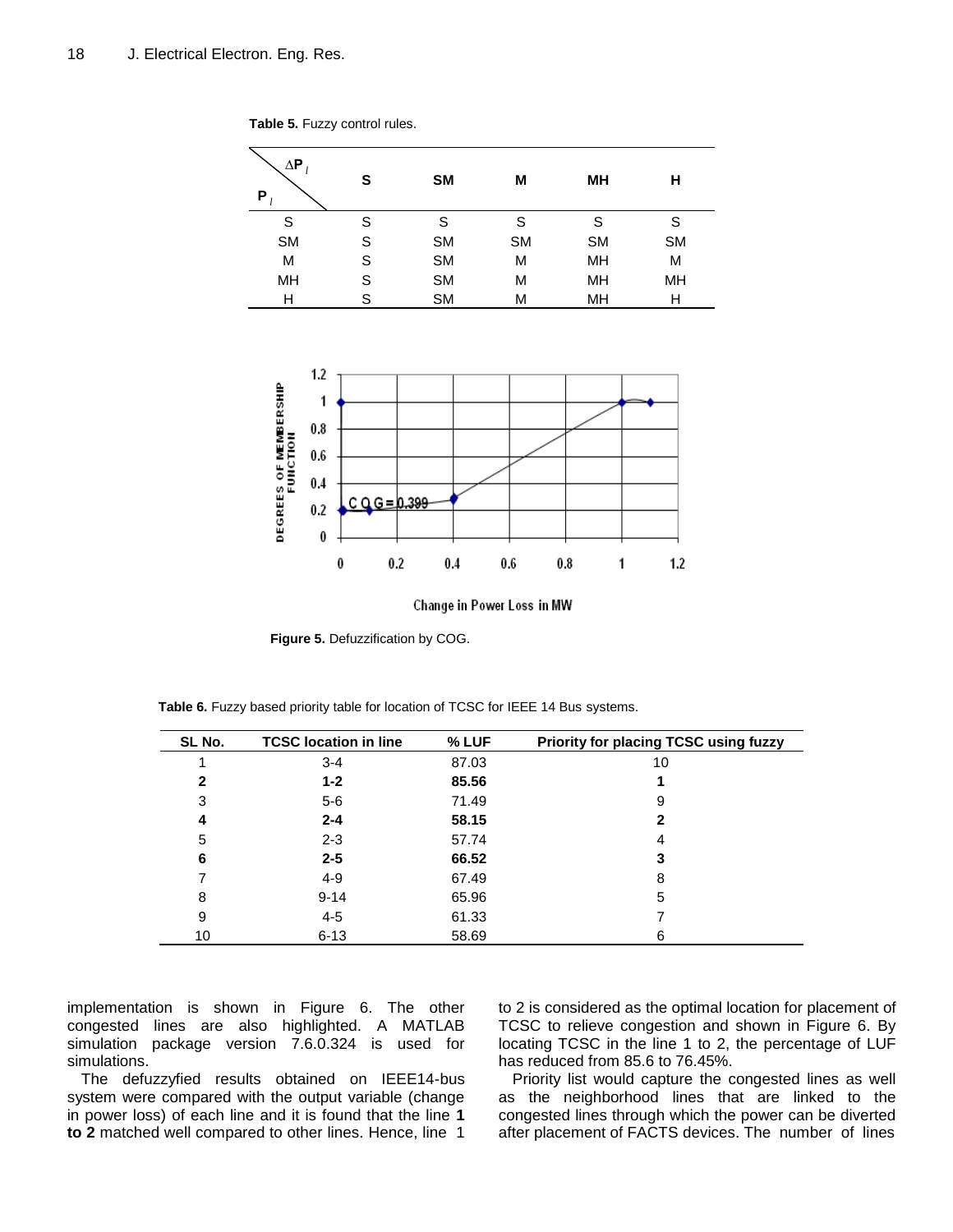**Table 5.** Fuzzy control rules.

| $P_l$ \ $\Delta P_l$ | S | SM | M | MH | H |
|---|---|---|---|---|---|
| S | S | S | S | S | S |
| SM | S | SM | SM | SM | SM |
| M | S | SM | M | MH | M |
| MH | S | SM | M | MH | MH |
| H | S | SM | M | MH | H |

**Figure 5.** Defuzzification by COG.

**Table 6.** Fuzzy based priority table for location of TCSC for IEEE 14 Bus systems.

| SL No. | TCSC location in line | % LUF | Priority for placing TCSC using fuzzy |
|---|---|---|---|
| 1 | 3-4 | 87.03 | 10 |
| **2** | **1-2** | **85.56** | **1** |
| 3 | 5-6 | 71.49 | 9 |
| **4** | **2-4** | **58.15** | **2** |
| 5 | 2-3 | 57.74 | 4 |
| **6** | **2-5** | **66.52** | **3** |
| 7 | 4-9 | 67.49 | 8 |
| 8 | 9-14 | 65.96 | 5 |
| 9 | 4-5 | 61.33 | 7 |
| 10 | 6-13 | 58.69 | 6 |

implementation is shown in Figure 6. The other congested lines are also highlighted. A MATLAB simulation package version 7.6.0.324 is used for simulations.

The defuzzyfied results obtained on IEEE14-bus system were compared with the output variable (change in power loss) of each line and it is found that the line **1 to 2** matched well compared to other lines. Hence, line 1 to 2 is considered as the optimal location for placement of TCSC to relieve congestion and shown in Figure 6. By locating TCSC in the line 1 to 2, the percentage of LUF has reduced from 85.6 to 76.45%.

Priority list would capture the congested lines as well as the neighborhood lines that are linked to the congested lines through which the power can be diverted after placement of FACTS devices. The number of lines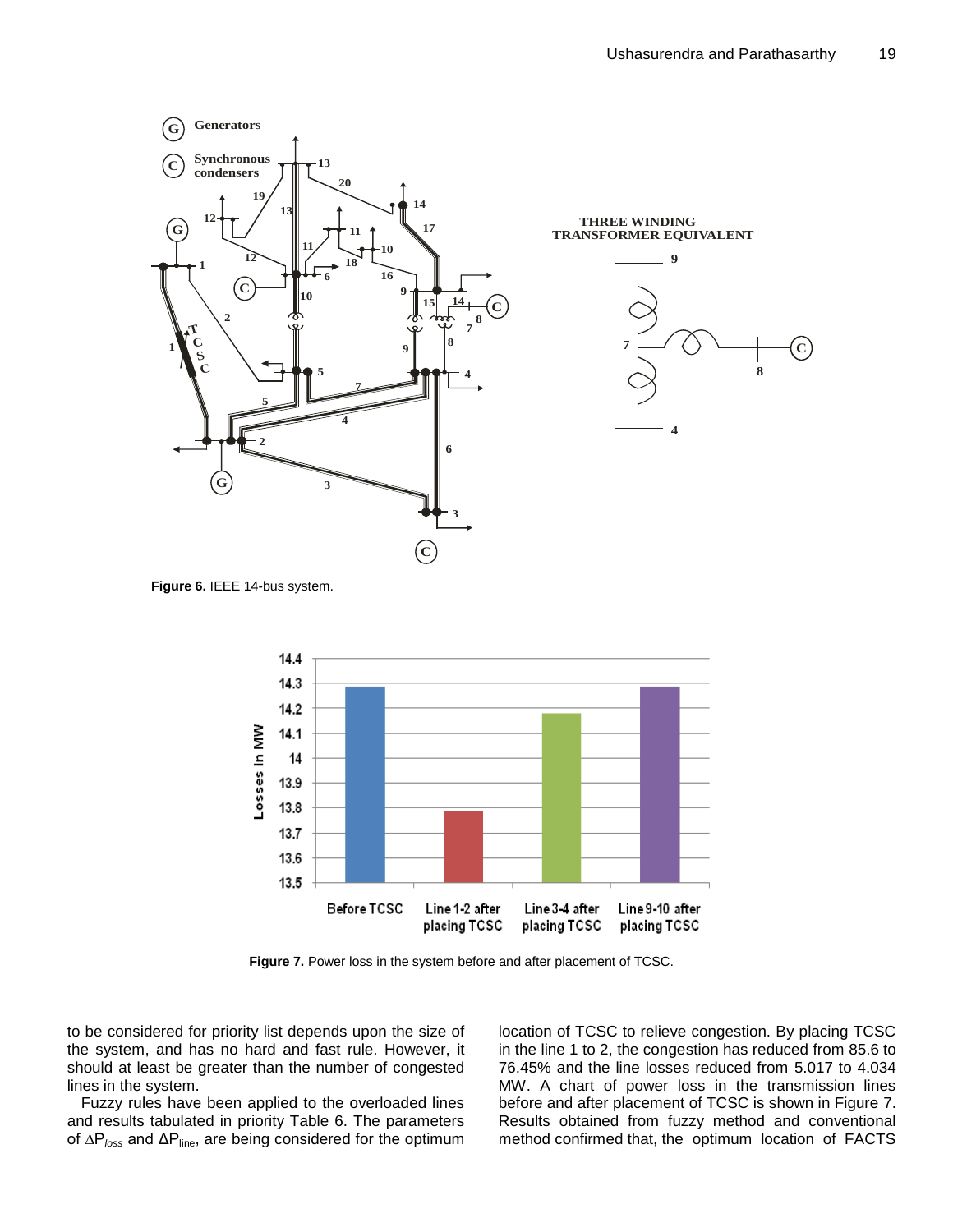Figure 6. IEEE 14-bus system.

Figure 7. Power loss in the system before and after placement of TCSC.

to be considered for priority list depends upon the size of the system, and has no hard and fast rule. However, it should at least be greater than the number of congested lines in the system.

Fuzzy rules have been applied to the overloaded lines and results tabulated in priority Table 6. The parameters of $\Delta P_{loss}$ and $\Delta P_{line}$, are being considered for the optimum location of TCSC to relieve congestion. By placing TCSC in the line 1 to 2, the congestion has reduced from 85.6 to 76.45% and the line losses reduced from 5.017 to 4.034 MW. A chart of power loss in the transmission lines before and after placement of TCSC is shown in Figure 7. Results obtained from fuzzy method and conventional method confirmed that, the optimum location of FACTS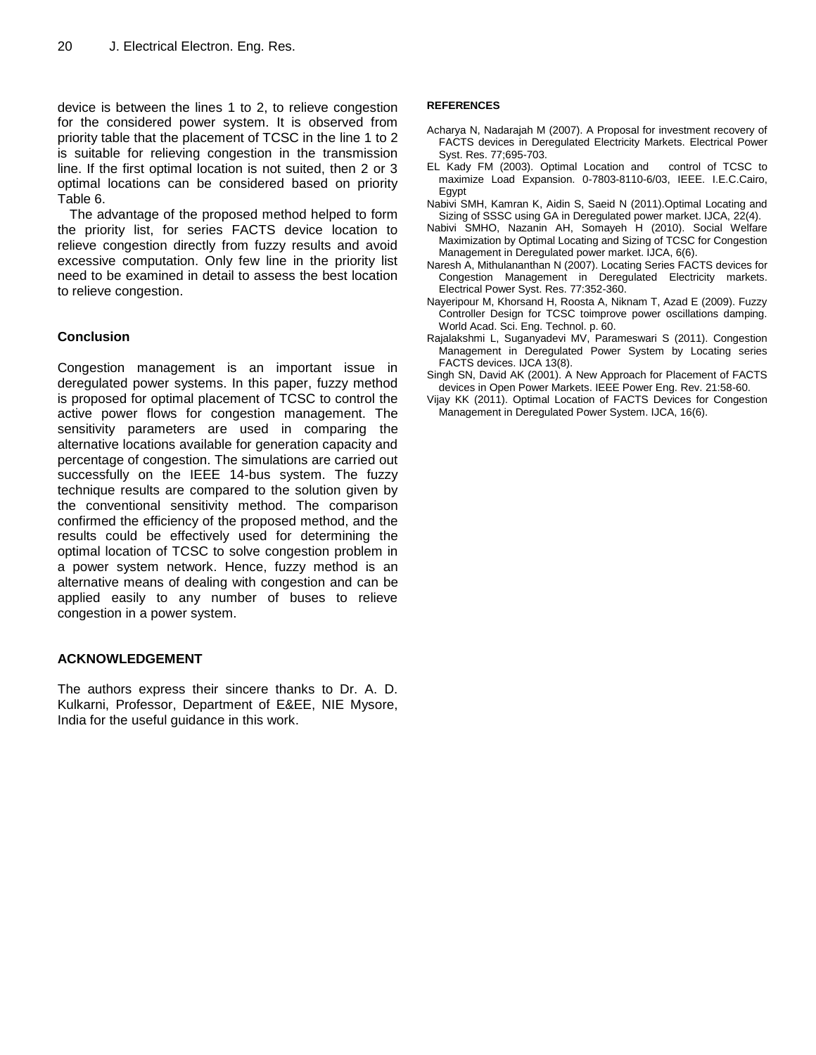device is between the lines 1 to 2, to relieve congestion for the considered power system. It is observed from priority table that the placement of TCSC in the line 1 to 2 is suitable for relieving congestion in the transmission line. If the first optimal location is not suited, then 2 or 3 optimal locations can be considered based on priority Table 6.

The advantage of the proposed method helped to form the priority list, for series FACTS device location to relieve congestion directly from fuzzy results and avoid excessive computation. Only few line in the priority list need to be examined in detail to assess the best location to relieve congestion.

## Conclusion

Congestion management is an important issue in deregulated power systems. In this paper, fuzzy method is proposed for optimal placement of TCSC to control the active power flows for congestion management. The sensitivity parameters are used in comparing the alternative locations available for generation capacity and percentage of congestion. The simulations are carried out successfully on the IEEE 14-bus system. The fuzzy technique results are compared to the solution given by the conventional sensitivity method. The comparison confirmed the efficiency of the proposed method, and the results could be effectively used for determining the optimal location of TCSC to solve congestion problem in a power system network. Hence, fuzzy method is an alternative means of dealing with congestion and can be applied easily to any number of buses to relieve congestion in a power system.

## ACKNOWLEDGEMENT

The authors express their sincere thanks to Dr. A. D. Kulkarni, Professor, Department of E&EE, NIE Mysore, India for the useful guidance in this work.

## REFERENCES

Acharya N, Nadarajah M (2007). A Proposal for investment recovery of FACTS devices in Deregulated Electricity Markets. Electrical Power Syst. Res. 77;695-703.

EL Kady FM (2003). Optimal Location and control of TCSC to maximize Load Expansion. 0-7803-8110-6/03, IEEE. I.E.C.Cairo, Egypt

Nabivi SMH, Kamran K, Aidin S, Saeid N (2011).Optimal Locating and Sizing of SSSC using GA in Deregulated power market. IJCA, 22(4).

Nabivi SMHO, Nazanin AH, Somayeh H (2010). Social Welfare Maximization by Optimal Locating and Sizing of TCSC for Congestion Management in Deregulated power market. IJCA, 6(6).

Naresh A, Mithulananthan N (2007). Locating Series FACTS devices for Congestion Management in Deregulated Electricity markets. Electrical Power Syst. Res. 77:352-360.

Nayeripour M, Khorsand H, Roosta A, Niknam T, Azad E (2009). Fuzzy Controller Design for TCSC toimprove power oscillations damping. World Acad. Sci. Eng. Technol. p. 60.

Rajalakshmi L, Suganyadevi MV, Parameswari S (2011). Congestion Management in Deregulated Power System by Locating series FACTS devices. IJCA 13(8).

Singh SN, David AK (2001). A New Approach for Placement of FACTS devices in Open Power Markets. IEEE Power Eng. Rev. 21:58-60.

Vijay KK (2011). Optimal Location of FACTS Devices for Congestion Management in Deregulated Power System. IJCA, 16(6).